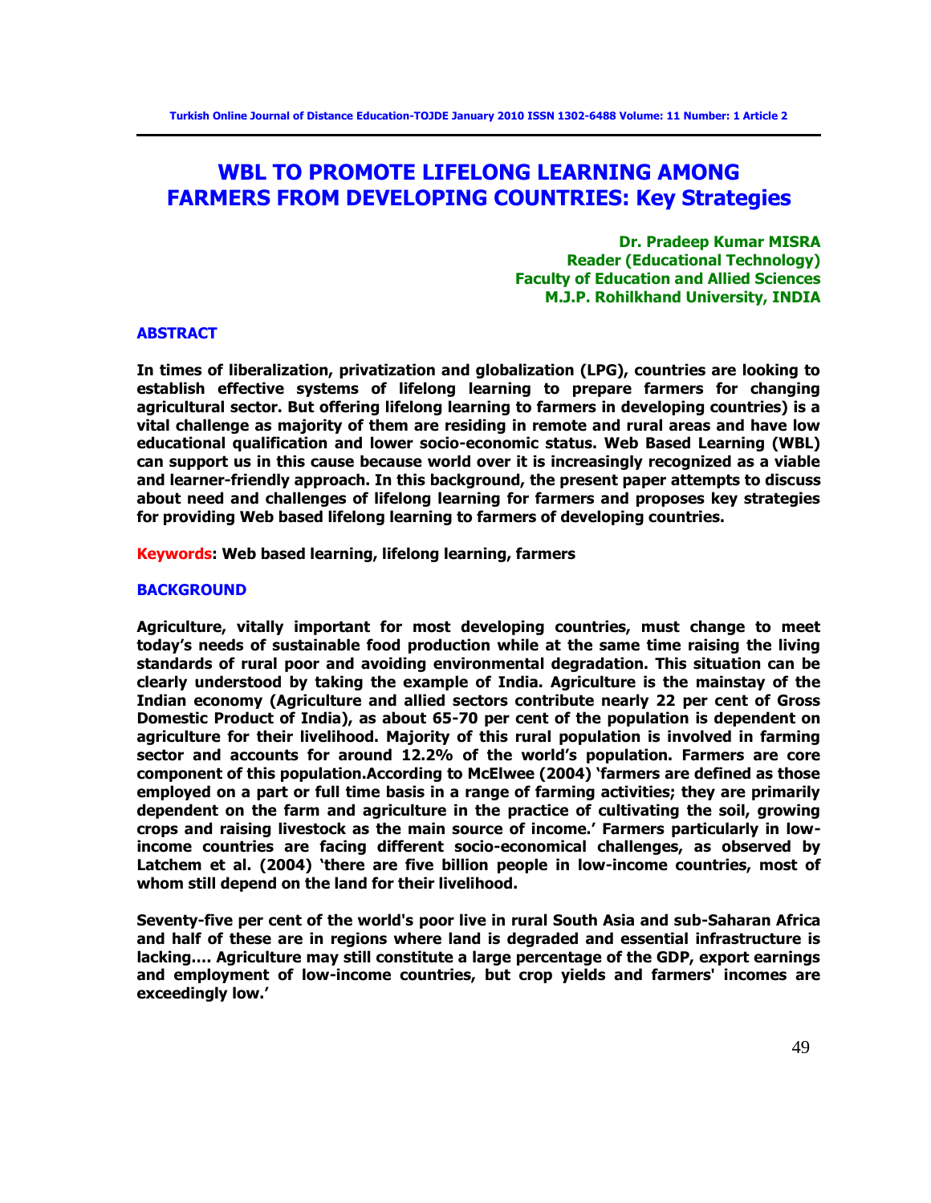# WBL TO PROMOTE LIFELONG LEARNING AMONG FARMERS FROM DEVELOPING COUNTRIES: Key Strategies

**Dr. Pradeep Kumar MISRA**
**Reader (Educational Technology)**
**Faculty of Education and Allied Sciences**
**M.J.P. Rohilkhand University, INDIA**

## ABSTRACT

**In times of liberalization, privatization and globalization (LPG), countries are looking to establish effective systems of lifelong learning to prepare farmers for changing agricultural sector. But offering lifelong learning to farmers in developing countries) is a vital challenge as majority of them are residing in remote and rural areas and have low educational qualification and lower socio-economic status. Web Based Learning (WBL) can support us in this cause because world over it is increasingly recognized as a viable and learner-friendly approach. In this background, the present paper attempts to discuss about need and challenges of lifelong learning for farmers and proposes key strategies for providing Web based lifelong learning to farmers of developing countries.**

**Keywords: Web based learning, lifelong learning, farmers**

## BACKGROUND

**Agriculture, vitally important for most developing countries, must change to meet today's needs of sustainable food production while at the same time raising the living standards of rural poor and avoiding environmental degradation. This situation can be clearly understood by taking the example of India. Agriculture is the mainstay of the Indian economy (Agriculture and allied sectors contribute nearly 22 per cent of Gross Domestic Product of India), as about 65-70 per cent of the population is dependent on agriculture for their livelihood. Majority of this rural population is involved in farming sector and accounts for around 12.2% of the world's population. Farmers are core component of this population.According to McElwee (2004) 'farmers are defined as those employed on a part or full time basis in a range of farming activities; they are primarily dependent on the farm and agriculture in the practice of cultivating the soil, growing crops and raising livestock as the main source of income.' Farmers particularly in low-income countries are facing different socio-economical challenges, as observed by Latchem et al. (2004) 'there are five billion people in low-income countries, most of whom still depend on the land for their livelihood.**

**Seventy-five per cent of the world's poor live in rural South Asia and sub-Saharan Africa and half of these are in regions where land is degraded and essential infrastructure is lacking.... Agriculture may still constitute a large percentage of the GDP, export earnings and employment of low-income countries, but crop yields and farmers' incomes are exceedingly low.'**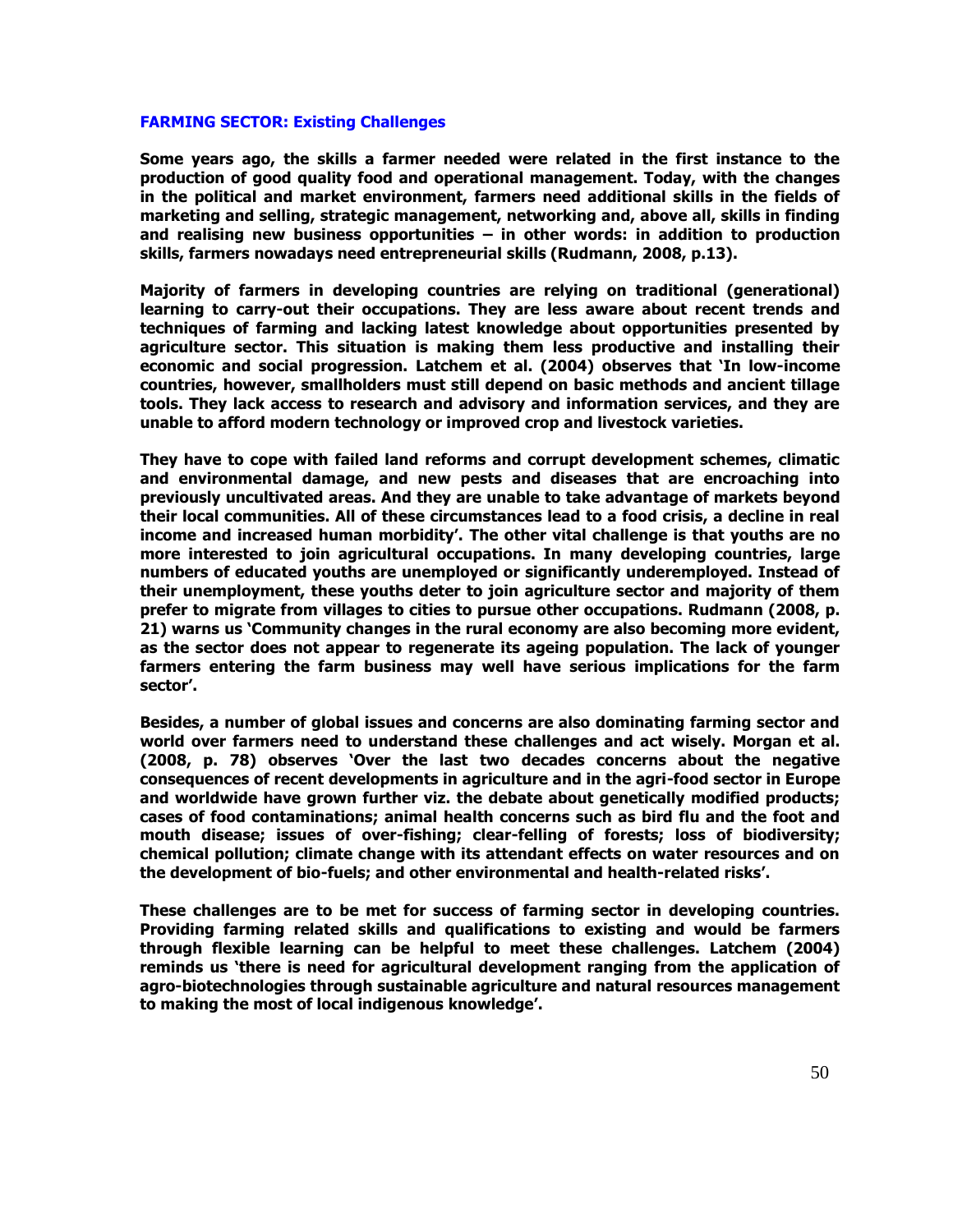## FARMING SECTOR: Existing Challenges

**Some years ago, the skills a farmer needed were related in the first instance to the production of good quality food and operational management. Today, with the changes in the political and market environment, farmers need additional skills in the fields of marketing and selling, strategic management, networking and, above all, skills in finding and realising new business opportunities – in other words: in addition to production skills, farmers nowadays need entrepreneurial skills (Rudmann, 2008, p.13).**

**Majority of farmers in developing countries are relying on traditional (generational) learning to carry-out their occupations. They are less aware about recent trends and techniques of farming and lacking latest knowledge about opportunities presented by agriculture sector. This situation is making them less productive and installing their economic and social progression. Latchem et al. (2004) observes that 'In low-income countries, however, smallholders must still depend on basic methods and ancient tillage tools. They lack access to research and advisory and information services, and they are unable to afford modern technology or improved crop and livestock varieties.**

**They have to cope with failed land reforms and corrupt development schemes, climatic and environmental damage, and new pests and diseases that are encroaching into previously uncultivated areas. And they are unable to take advantage of markets beyond their local communities. All of these circumstances lead to a food crisis, a decline in real income and increased human morbidity'. The other vital challenge is that youths are no more interested to join agricultural occupations. In many developing countries, large numbers of educated youths are unemployed or significantly underemployed. Instead of their unemployment, these youths deter to join agriculture sector and majority of them prefer to migrate from villages to cities to pursue other occupations. Rudmann (2008, p. 21) warns us 'Community changes in the rural economy are also becoming more evident, as the sector does not appear to regenerate its ageing population. The lack of younger farmers entering the farm business may well have serious implications for the farm sector'.**

**Besides, a number of global issues and concerns are also dominating farming sector and world over farmers need to understand these challenges and act wisely. Morgan et al. (2008, p. 78) observes 'Over the last two decades concerns about the negative consequences of recent developments in agriculture and in the agri-food sector in Europe and worldwide have grown further viz. the debate about genetically modified products; cases of food contaminations; animal health concerns such as bird flu and the foot and mouth disease; issues of over-fishing; clear-felling of forests; loss of biodiversity; chemical pollution; climate change with its attendant effects on water resources and on the development of bio-fuels; and other environmental and health-related risks'.**

**These challenges are to be met for success of farming sector in developing countries. Providing farming related skills and qualifications to existing and would be farmers through flexible learning can be helpful to meet these challenges. Latchem (2004) reminds us 'there is need for agricultural development ranging from the application of agro-biotechnologies through sustainable agriculture and natural resources management to making the most of local indigenous knowledge'.**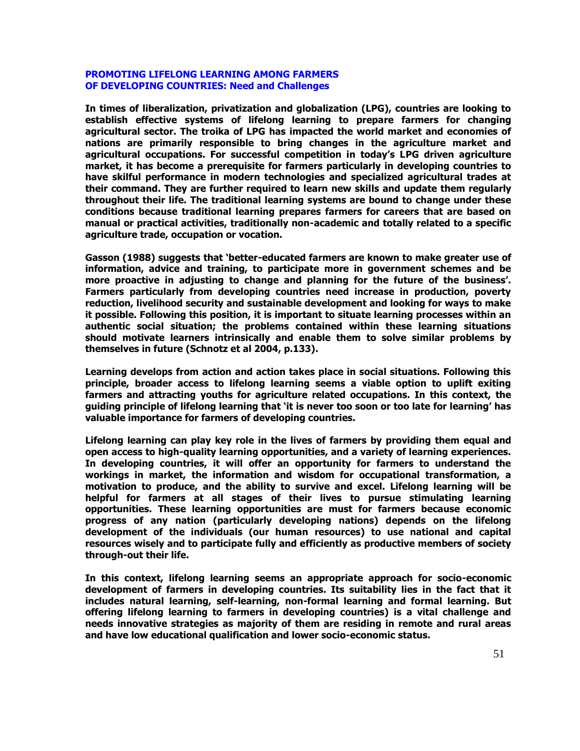## PROMOTING LIFELONG LEARNING AMONG FARMERS OF DEVELOPING COUNTRIES: Need and Challenges

**In times of liberalization, privatization and globalization (LPG), countries are looking to establish effective systems of lifelong learning to prepare farmers for changing agricultural sector. The troika of LPG has impacted the world market and economies of nations are primarily responsible to bring changes in the agriculture market and agricultural occupations. For successful competition in today's LPG driven agriculture market, it has become a prerequisite for farmers particularly in developing countries to have skilful performance in modern technologies and specialized agricultural trades at their command. They are further required to learn new skills and update them regularly throughout their life. The traditional learning systems are bound to change under these conditions because traditional learning prepares farmers for careers that are based on manual or practical activities, traditionally non-academic and totally related to a specific agriculture trade, occupation or vocation.**

**Gasson (1988) suggests that 'better-educated farmers are known to make greater use of information, advice and training, to participate more in government schemes and be more proactive in adjusting to change and planning for the future of the business'. Farmers particularly from developing countries need increase in production, poverty reduction, livelihood security and sustainable development and looking for ways to make it possible. Following this position, it is important to situate learning processes within an authentic social situation; the problems contained within these learning situations should motivate learners intrinsically and enable them to solve similar problems by themselves in future (Schnotz et al 2004, p.133).**

**Learning develops from action and action takes place in social situations. Following this principle, broader access to lifelong learning seems a viable option to uplift exiting farmers and attracting youths for agriculture related occupations. In this context, the guiding principle of lifelong learning that 'it is never too soon or too late for learning' has valuable importance for farmers of developing countries.**

**Lifelong learning can play key role in the lives of farmers by providing them equal and open access to high-quality learning opportunities, and a variety of learning experiences. In developing countries, it will offer an opportunity for farmers to understand the workings in market, the information and wisdom for occupational transformation, a motivation to produce, and the ability to survive and excel. Lifelong learning will be helpful for farmers at all stages of their lives to pursue stimulating learning opportunities. These learning opportunities are must for farmers because economic progress of any nation (particularly developing nations) depends on the lifelong development of the individuals (our human resources) to use national and capital resources wisely and to participate fully and efficiently as productive members of society through-out their life.**

**In this context, lifelong learning seems an appropriate approach for socio-economic development of farmers in developing countries. Its suitability lies in the fact that it includes natural learning, self-learning, non-formal learning and formal learning. But offering lifelong learning to farmers in developing countries) is a vital challenge and needs innovative strategies as majority of them are residing in remote and rural areas and have low educational qualification and lower socio-economic status.**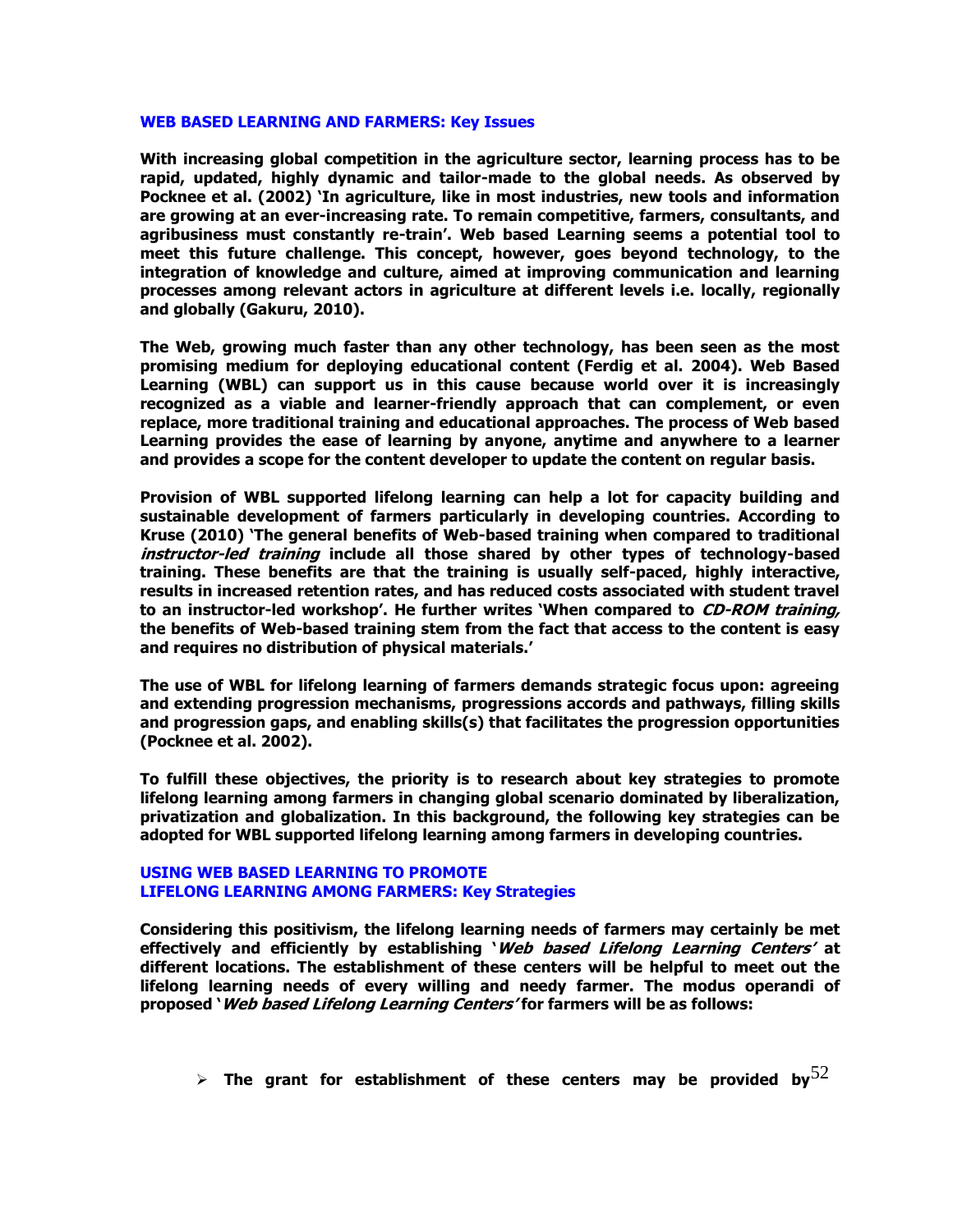## WEB BASED LEARNING AND FARMERS: Key Issues

**With increasing global competition in the agriculture sector, learning process has to be rapid, updated, highly dynamic and tailor-made to the global needs. As observed by Pocknee et al. (2002) 'In agriculture, like in most industries, new tools and information are growing at an ever-increasing rate. To remain competitive, farmers, consultants, and agribusiness must constantly re-train'. Web based Learning seems a potential tool to meet this future challenge. This concept, however, goes beyond technology, to the integration of knowledge and culture, aimed at improving communication and learning processes among relevant actors in agriculture at different levels i.e. locally, regionally and globally (Gakuru, 2010).**

**The Web, growing much faster than any other technology, has been seen as the most promising medium for deploying educational content (Ferdig et al. 2004). Web Based Learning (WBL) can support us in this cause because world over it is increasingly recognized as a viable and learner-friendly approach that can complement, or even replace, more traditional training and educational approaches. The process of Web based Learning provides the ease of learning by anyone, anytime and anywhere to a learner and provides a scope for the content developer to update the content on regular basis.**

**Provision of WBL supported lifelong learning can help a lot for capacity building and sustainable development of farmers particularly in developing countries. According to Kruse (2010) 'The general benefits of Web-based training when compared to traditional *instructor-led training* include all those shared by other types of technology-based training. These benefits are that the training is usually self-paced, highly interactive, results in increased retention rates, and has reduced costs associated with student travel to an instructor-led workshop'. He further writes 'When compared to *CD-ROM training,* the benefits of Web-based training stem from the fact that access to the content is easy and requires no distribution of physical materials.'**

**The use of WBL for lifelong learning of farmers demands strategic focus upon: agreeing and extending progression mechanisms, progressions accords and pathways, filling skills and progression gaps, and enabling skills(s) that facilitates the progression opportunities (Pocknee et al. 2002).**

**To fulfill these objectives, the priority is to research about key strategies to promote lifelong learning among farmers in changing global scenario dominated by liberalization, privatization and globalization. In this background, the following key strategies can be adopted for WBL supported lifelong learning among farmers in developing countries.**

## USING WEB BASED LEARNING TO PROMOTE LIFELONG LEARNING AMONG FARMERS: Key Strategies

**Considering this positivism, the lifelong learning needs of farmers may certainly be met effectively and efficiently by establishing '*Web based Lifelong Learning Centers'* at different locations. The establishment of these centers will be helpful to meet out the lifelong learning needs of every willing and needy farmer. The modus operandi of proposed '*Web based Lifelong Learning Centers'* for farmers will be as follows:**

- **The grant for establishment of these centers may be provided by**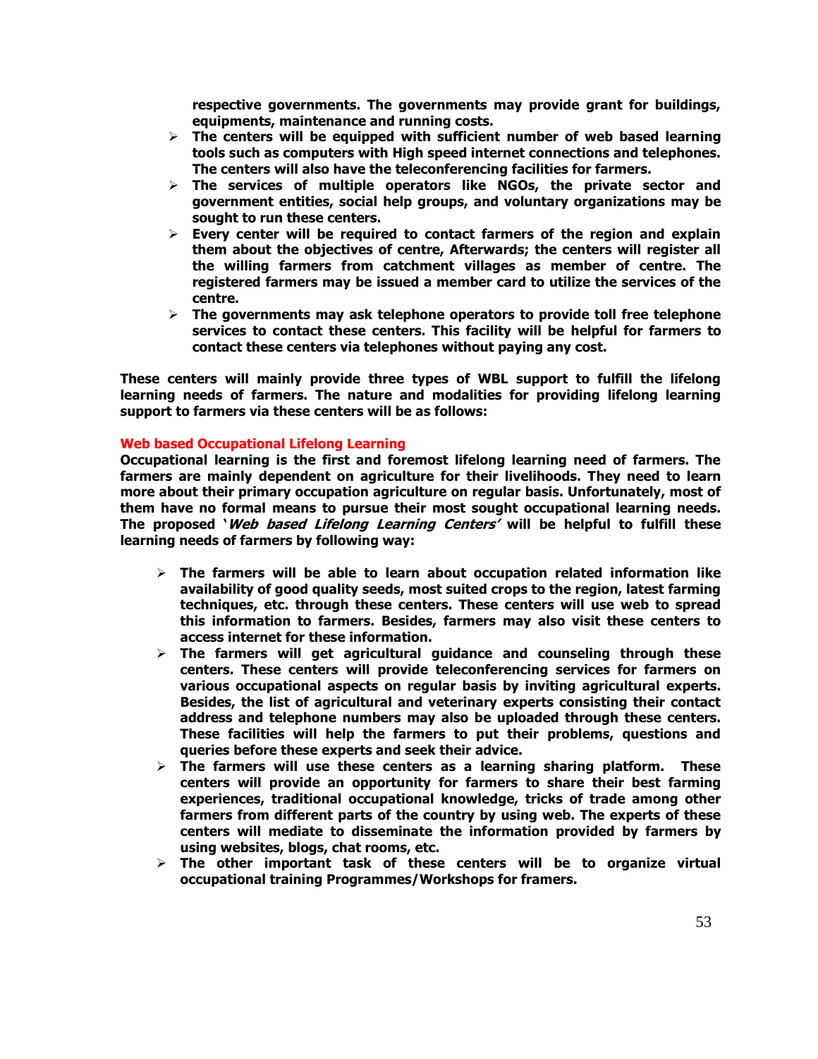**respective governments. The governments may provide grant for buildings, equipments, maintenance and running costs.**

- **The centers will be equipped with sufficient number of web based learning tools such as computers with High speed internet connections and telephones. The centers will also have the teleconferencing facilities for farmers.**
- **The services of multiple operators like NGOs, the private sector and government entities, social help groups, and voluntary organizations may be sought to run these centers.**
- **Every center will be required to contact farmers of the region and explain them about the objectives of centre, Afterwards; the centers will register all the willing farmers from catchment villages as member of centre. The registered farmers may be issued a member card to utilize the services of the centre.**
- **The governments may ask telephone operators to provide toll free telephone services to contact these centers. This facility will be helpful for farmers to contact these centers via telephones without paying any cost.**

**These centers will mainly provide three types of WBL support to fulfill the lifelong learning needs of farmers. The nature and modalities for providing lifelong learning support to farmers via these centers will be as follows:**

### Web based Occupational Lifelong Learning

**Occupational learning is the first and foremost lifelong learning need of farmers. The farmers are mainly dependent on agriculture for their livelihoods. They need to learn more about their primary occupation agriculture on regular basis. Unfortunately, most of them have no formal means to pursue their most sought occupational learning needs. The proposed '*Web based Lifelong Learning Centers*' will be helpful to fulfill these learning needs of farmers by following way:**

- **The farmers will be able to learn about occupation related information like availability of good quality seeds, most suited crops to the region, latest farming techniques, etc. through these centers. These centers will use web to spread this information to farmers. Besides, farmers may also visit these centers to access internet for these information.**
- **The farmers will get agricultural guidance and counseling through these centers. These centers will provide teleconferencing services for farmers on various occupational aspects on regular basis by inviting agricultural experts. Besides, the list of agricultural and veterinary experts consisting their contact address and telephone numbers may also be uploaded through these centers. These facilities will help the farmers to put their problems, questions and queries before these experts and seek their advice.**
- **The farmers will use these centers as a learning sharing platform. These centers will provide an opportunity for farmers to share their best farming experiences, traditional occupational knowledge, tricks of trade among other farmers from different parts of the country by using web. The experts of these centers will mediate to disseminate the information provided by farmers by using websites, blogs, chat rooms, etc.**
- **The other important task of these centers will be to organize virtual occupational training Programmes/Workshops for framers.**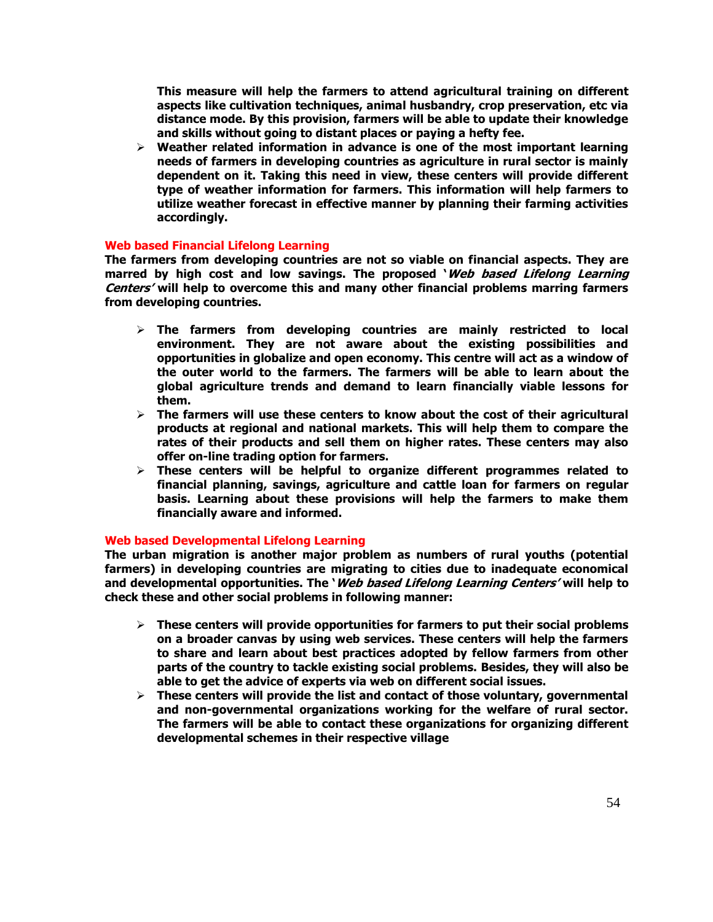**This measure will help the farmers to attend agricultural training on different aspects like cultivation techniques, animal husbandry, crop preservation, etc via distance mode. By this provision, farmers will be able to update their knowledge and skills without going to distant places or paying a hefty fee.**

- **Weather related information in advance is one of the most important learning needs of farmers in developing countries as agriculture in rural sector is mainly dependent on it. Taking this need in view, these centers will provide different type of weather information for farmers. This information will help farmers to utilize weather forecast in effective manner by planning their farming activities accordingly.**

### Web based Financial Lifelong Learning

**The farmers from developing countries are not so viable on financial aspects. They are marred by high cost and low savings. The proposed '*Web based Lifelong Learning Centers'* will help to overcome this and many other financial problems marring farmers from developing countries.**

- **The farmers from developing countries are mainly restricted to local environment. They are not aware about the existing possibilities and opportunities in globalize and open economy. This centre will act as a window of the outer world to the farmers. The farmers will be able to learn about the global agriculture trends and demand to learn financially viable lessons for them.**
- **The farmers will use these centers to know about the cost of their agricultural products at regional and national markets. This will help them to compare the rates of their products and sell them on higher rates. These centers may also offer on-line trading option for farmers.**
- **These centers will be helpful to organize different programmes related to financial planning, savings, agriculture and cattle loan for farmers on regular basis. Learning about these provisions will help the farmers to make them financially aware and informed.**

### Web based Developmental Lifelong Learning

**The urban migration is another major problem as numbers of rural youths (potential farmers) in developing countries are migrating to cities due to inadequate economical and developmental opportunities. The '*Web based Lifelong Learning Centers'* will help to check these and other social problems in following manner:**

- **These centers will provide opportunities for farmers to put their social problems on a broader canvas by using web services. These centers will help the farmers to share and learn about best practices adopted by fellow farmers from other parts of the country to tackle existing social problems. Besides, they will also be able to get the advice of experts via web on different social issues.**
- **These centers will provide the list and contact of those voluntary, governmental and non-governmental organizations working for the welfare of rural sector. The farmers will be able to contact these organizations for organizing different developmental schemes in their respective village**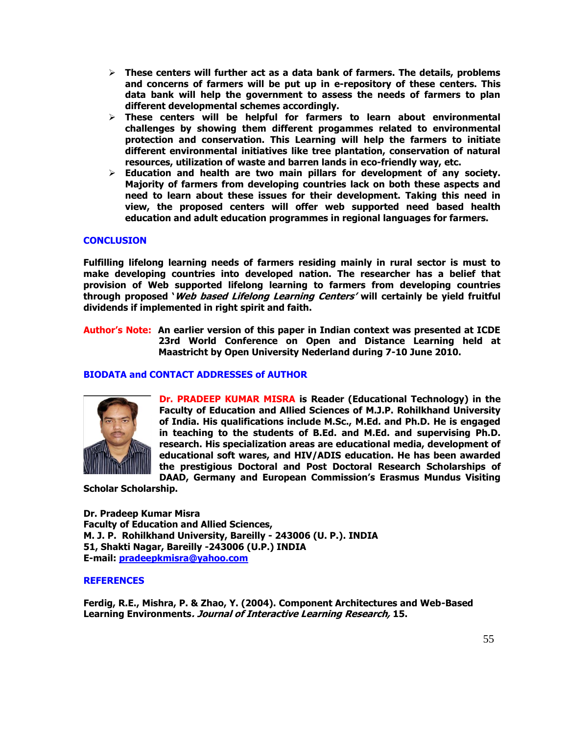- **These centers will further act as a data bank of farmers. The details, problems and concerns of farmers will be put up in e-repository of these centers. This data bank will help the government to assess the needs of farmers to plan different developmental schemes accordingly.**
- **These centers will be helpful for farmers to learn about environmental challenges by showing them different progammes related to environmental protection and conservation. This Learning will help the farmers to initiate different environmental initiatives like tree plantation, conservation of natural resources, utilization of waste and barren lands in eco-friendly way, etc.**
- **Education and health are two main pillars for development of any society. Majority of farmers from developing countries lack on both these aspects and need to learn about these issues for their development. Taking this need in view, the proposed centers will offer web supported need based health education and adult education programmes in regional languages for farmers.**

## CONCLUSION

**Fulfilling lifelong learning needs of farmers residing mainly in rural sector is must to make developing countries into developed nation. The researcher has a belief that provision of Web supported lifelong learning to farmers from developing countries through proposed '*Web based Lifelong Learning Centers'* will certainly be yield fruitful dividends if implemented in right spirit and faith.**

**Author's Note: An earlier version of this paper in Indian context was presented at ICDE 23rd World Conference on Open and Distance Learning held at Maastricht by Open University Nederland during 7-10 June 2010.**

## BIODATA and CONTACT ADDRESSES of AUTHOR

**Dr. PRADEEP KUMAR MISRA is Reader (Educational Technology) in the Faculty of Education and Allied Sciences of M.J.P. Rohilkhand University of India. His qualifications include M.Sc., M.Ed. and Ph.D. He is engaged in teaching to the students of B.Ed. and M.Ed. and supervising Ph.D. research. His specialization areas are educational media, development of educational soft wares, and HIV/ADIS education. He has been awarded the prestigious Doctoral and Post Doctoral Research Scholarships of DAAD, Germany and European Commission's Erasmus Mundus Visiting Scholar Scholarship.**

**Dr. Pradeep Kumar Misra**
**Faculty of Education and Allied Sciences,**
**M. J. P. Rohilkhand University, Bareilly - 243006 (U. P.). INDIA**
**51, Shakti Nagar, Bareilly -243006 (U.P.) INDIA**
**E-mail: pradeepkmisra@yahoo.com**

## REFERENCES

**Ferdig, R.E., Mishra, P. & Zhao, Y. (2004). Component Architectures and Web-Based Learning Environments*. Journal of Interactive Learning Research,* 15.**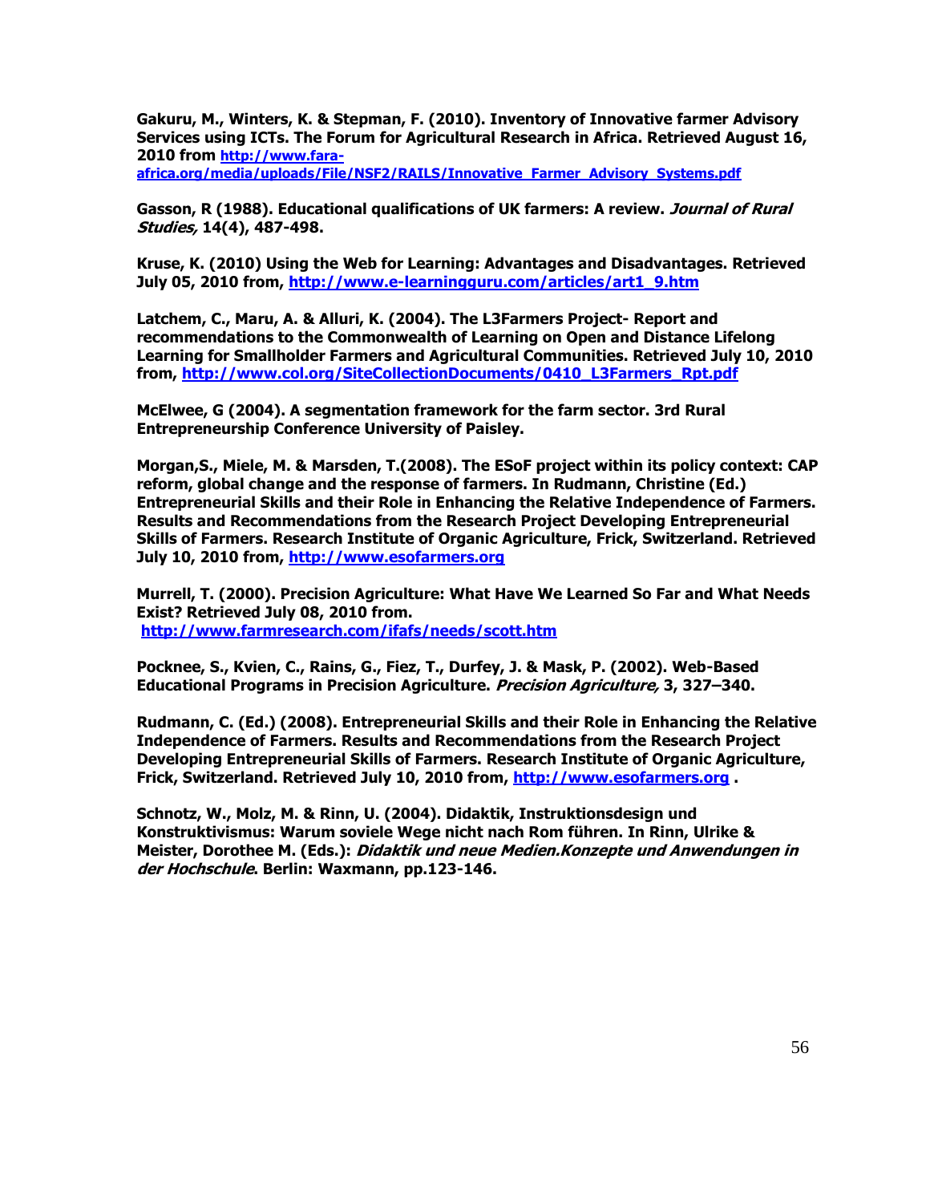**Gakuru, M., Winters, K. & Stepman, F. (2010). Inventory of Innovative farmer Advisory Services using ICTs. The Forum for Agricultural Research in Africa. Retrieved August 16, 2010 from http://www.fara-africa.org/media/uploads/File/NSF2/RAILS/Innovative_Farmer_Advisory_Systems.pdf**

**Gasson, R (1988). Educational qualifications of UK farmers: A review. *Journal of Rural Studies,* 14(4), 487-498.**

**Kruse, K. (2010) Using the Web for Learning: Advantages and Disadvantages. Retrieved July 05, 2010 from, http://www.e-learningguru.com/articles/art1_9.htm**

**Latchem, C., Maru, A. & Alluri, K. (2004). The L3Farmers Project- Report and recommendations to the Commonwealth of Learning on Open and Distance Lifelong Learning for Smallholder Farmers and Agricultural Communities. Retrieved July 10, 2010 from, http://www.col.org/SiteCollectionDocuments/0410_L3Farmers_Rpt.pdf**

**McElwee, G (2004). A segmentation framework for the farm sector. 3rd Rural Entrepreneurship Conference University of Paisley.**

**Morgan,S., Miele, M. & Marsden, T.(2008). The ESoF project within its policy context: CAP reform, global change and the response of farmers. In Rudmann, Christine (Ed.) Entrepreneurial Skills and their Role in Enhancing the Relative Independence of Farmers. Results and Recommendations from the Research Project Developing Entrepreneurial Skills of Farmers. Research Institute of Organic Agriculture, Frick, Switzerland. Retrieved July 10, 2010 from, http://www.esofarmers.org**

**Murrell, T. (2000). Precision Agriculture: What Have We Learned So Far and What Needs Exist? Retrieved July 08, 2010 from. http://www.farmresearch.com/ifafs/needs/scott.htm**

**Pocknee, S., Kvien, C., Rains, G., Fiez, T., Durfey, J. & Mask, P. (2002). Web-Based Educational Programs in Precision Agriculture. *Precision Agriculture,* 3, 327–340.**

**Rudmann, C. (Ed.) (2008). Entrepreneurial Skills and their Role in Enhancing the Relative Independence of Farmers. Results and Recommendations from the Research Project Developing Entrepreneurial Skills of Farmers. Research Institute of Organic Agriculture, Frick, Switzerland. Retrieved July 10, 2010 from, http://www.esofarmers.org .**

**Schnotz, W., Molz, M. & Rinn, U. (2004). Didaktik, Instruktionsdesign und Konstruktivismus: Warum soviele Wege nicht nach Rom führen. In Rinn, Ulrike & Meister, Dorothee M. (Eds.): *Didaktik und neue Medien.Konzepte und Anwendungen in der Hochschule*. Berlin: Waxmann, pp.123-146.**